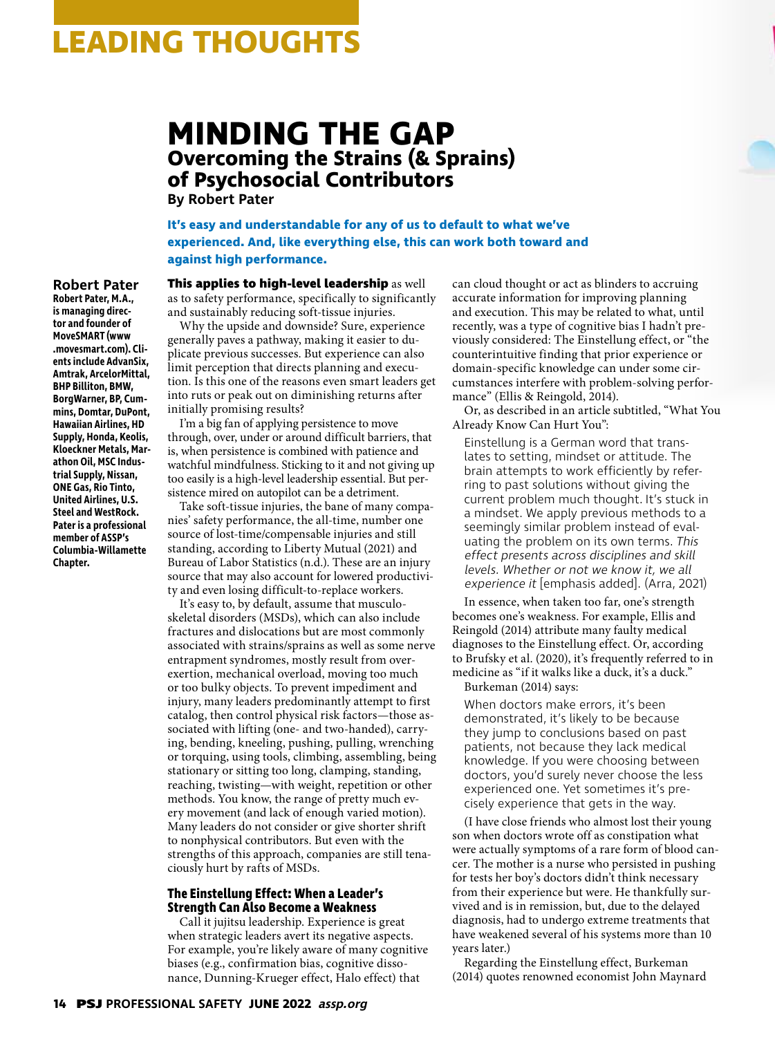# LEADING THOUGHTS

## MINDING THE GAP

### Overcoming the Strains (& Sprains) of Psychosocial Contributors

**By Robert Pater**

**It's easy and understandable for any of us to default to what we've experienced. And, like everything else, this can work both toward and against high performance.**

**Robert Pater**

**Robert Pater, M.A., is managing director and founder of MoveSMART (www.movesmart.com). Clients include AdvanSix, Amtrak, ArcelorMittal, BHP Billiton, BMW, BorgWarner, BP, Cummins, Domtar, DuPont, Hawaiian Airlines, HD Supply, Honda, Keolis, Kloeckner Metals, Marathon Oil, MSC Industrial Supply, Nissan, ONE Gas, Rio Tinto, United Airlines, U.S. Steel and WestRock. Pater is a professional member of ASSP's Columbia-Willamette Chapter.**

**This applies to high-level leadership** as well as to safety performance, specifically to significantly and sustainably reducing soft-tissue injuries.

Why the upside and downside? Sure, experience generally paves a pathway, making it easier to duplicate previous successes. But experience can also limit perception that directs planning and execution. Is this one of the reasons even smart leaders get into ruts or peak out on diminishing returns after initially promising results?

I'm a big fan of applying persistence to move through, over, under or around difficult barriers, that is, when persistence is combined with patience and watchful mindfulness. Sticking to it and not giving up too easily is a high-level leadership essential. But persistence mired on autopilot can be a detriment.

Take soft-tissue injuries, the bane of many companies' safety performance, the all-time, number one source of lost-time/compensable injuries and still standing, according to Liberty Mutual (2021) and Bureau of Labor Statistics (n.d.). These are an injury source that may also account for lowered productivity and even losing difficult-to-replace workers.

It's easy to, by default, assume that musculoskeletal disorders (MSDs), which can also include fractures and dislocations but are most commonly associated with strains/sprains as well as some nerve entrapment syndromes, mostly result from overexertion, mechanical overload, moving too much or too bulky objects. To prevent impediment and injury, many leaders predominantly attempt to first catalog, then control physical risk factors—those associated with lifting (one- and two-handed), carrying, bending, kneeling, pushing, pulling, wrenching or torquing, using tools, climbing, assembling, being stationary or sitting too long, clamping, standing, reaching, twisting—with weight, repetition or other methods. You know, the range of pretty much every movement (and lack of enough varied motion). Many leaders do not consider or give shorter shrift to nonphysical contributors. But even with the strengths of this approach, companies are still tenaciously hurt by rafts of MSDs.

#### The Einstellung Effect: When a Leader's Strength Can Also Become a Weakness

Call it jujitsu leadership. Experience is great when strategic leaders avert its negative aspects. For example, you're likely aware of many cognitive biases (e.g., confirmation bias, cognitive dissonance, Dunning-Krueger effect, Halo effect) that can cloud thought or act as blinders to accruing accurate information for improving planning and execution. This may be related to what, until recently, was a type of cognitive bias I hadn't previously considered: The Einstellung effect, or "the counterintuitive finding that prior experience or domain-specific knowledge can under some circumstances interfere with problem-solving performance" (Ellis & Reingold, 2014).

Or, as described in an article subtitled, "What You Already Know Can Hurt You":

> Einstellung is a German word that translates to setting, mindset or attitude. The brain attempts to work efficiently by referring to past solutions without giving the current problem much thought. It's stuck in a mindset. We apply previous methods to a seemingly similar problem instead of evaluating the problem on its own terms. *This effect presents across disciplines and skill levels. Whether or not we know it, we all experience it* [emphasis added]. (Arra, 2021)

In essence, when taken too far, one's strength becomes one's weakness. For example, Ellis and Reingold (2014) attribute many faulty medical diagnoses to the Einstellung effect. Or, according to Brufsky et al. (2020), it's frequently referred to in medicine as "if it walks like a duck, it's a duck."

Burkeman (2014) says:

> When doctors make errors, it's been demonstrated, it's likely to be because they jump to conclusions based on past patients, not because they lack medical knowledge. If you were choosing between doctors, you'd surely never choose the less experienced one. Yet sometimes it's precisely experience that gets in the way.

(I have close friends who almost lost their young son when doctors wrote off as constipation what were actually symptoms of a rare form of blood cancer. The mother is a nurse who persisted in pushing for tests her boy's doctors didn't think necessary from their experience but were. He thankfully survived and is in remission, but, due to the delayed diagnosis, had to undergo extreme treatments that have weakened several of his systems more than 10 years later.)

Regarding the Einstellung effect, Burkeman (2014) quotes renowned economist John Maynard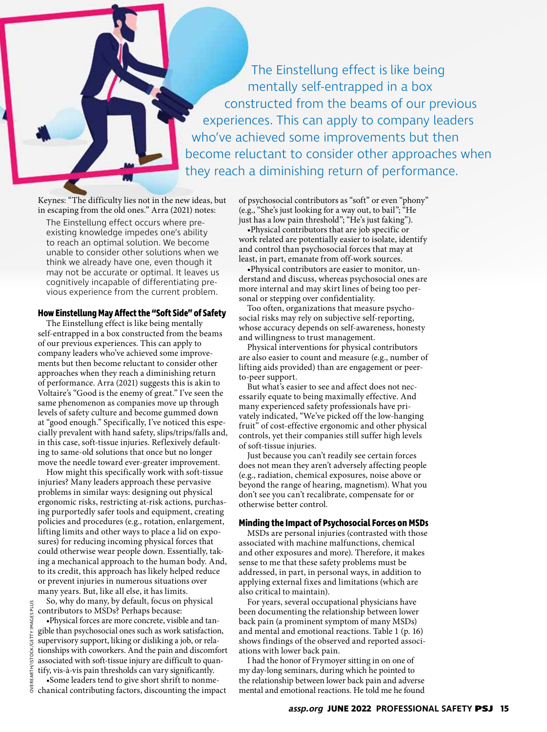The Einstellung effect is like being mentally self-entrapped in a box constructed from the beams of our previous experiences. This can apply to company leaders who've achieved some improvements but then become reluctant to consider other approaches when they reach a diminishing return of performance.

Keynes: "The difficulty lies not in the new ideas, but in escaping from the old ones." Arra (2021) notes:

> The Einstellung effect occurs where preexisting knowledge impedes one's ability to reach an optimal solution. We become unable to consider other solutions when we think we already have one, even though it may not be accurate or optimal. It leaves us cognitively incapable of differentiating previous experience from the current problem.

## How Einstellung May Affect the "Soft Side" of Safety

The Einstellung effect is like being mentally self-entrapped in a box constructed from the beams of our previous experiences. This can apply to company leaders who've achieved some improvements but then become reluctant to consider other approaches when they reach a diminishing return of performance. Arra (2021) suggests this is akin to Voltaire's "Good is the enemy of great." I've seen the same phenomenon as companies move up through levels of safety culture and become gummed down at "good enough." Specifically, I've noticed this especially prevalent with hand safety, slips/trips/falls and, in this case, soft-tissue injuries. Reflexively defaulting to same-old solutions that once but no longer move the needle toward ever-greater improvement.

How might this specifically work with soft-tissue injuries? Many leaders approach these pervasive problems in similar ways: designing out physical ergonomic risks, restricting at-risk actions, purchasing purportedly safer tools and equipment, creating policies and procedures (e.g., rotation, enlargement, lifting limits and other ways to place a lid on exposures) for reducing incoming physical forces that could otherwise wear people down. Essentially, taking a mechanical approach to the human body. And, to its credit, this approach has likely helped reduce or prevent injuries in numerous situations over many years. But, like all else, it has limits.

So, why do many, by default, focus on physical contributors to MSDs? Perhaps because:

- Physical forces are more concrete, visible and tangible than psychosocial ones such as work satisfaction, supervisory support, liking or disliking a job, or relationships with coworkers. And the pain and discomfort associated with soft-tissue injury are difficult to quantify, vis-à-vis pain thresholds can vary significantly.
- Some leaders tend to give short shrift to nonmechanical contributing factors, discounting the impact of psychosocial contributors as "soft" or even "phony" (e.g., "She's just looking for a way out, to bail"; "He just has a low pain threshold"; "He's just faking").
- Physical contributors that are job specific or work related are potentially easier to isolate, identify and control than psychosocial forces that may at least, in part, emanate from off-work sources.
- Physical contributors are easier to monitor, understand and discuss, whereas psychosocial ones are more internal and may skirt lines of being too personal or stepping over confidentiality.

Too often, organizations that measure psychosocial risks may rely on subjective self-reporting, whose accuracy depends on self-awareness, honesty and willingness to trust management.

Physical interventions for physical contributors are also easier to count and measure (e.g., number of lifting aids provided) than are engagement or peer-to-peer support.

But what's easier to see and affect does not necessarily equate to being maximally effective. And many experienced safety professionals have privately indicated, "We've picked off the low-hanging fruit" of cost-effective ergonomic and other physical controls, yet their companies still suffer high levels of soft-tissue injuries.

Just because you can't readily see certain forces does not mean they aren't adversely affecting people (e.g., radiation, chemical exposures, noise above or beyond the range of hearing, magnetism). What you don't see you can't recalibrate, compensate for or otherwise better control.

## Minding the Impact of Psychosocial Forces on MSDs

MSDs are personal injuries (contrasted with those associated with machine malfunctions, chemical and other exposures and more). Therefore, it makes sense to me that these safety problems must be addressed, in part, in personal ways, in addition to applying external fixes and limitations (which are also critical to maintain).

For years, several occupational physicians have been documenting the relationship between lower back pain (a prominent symptom of many MSDs) and mental and emotional reactions. Table 1 (p. 16) shows findings of the observed and reported associations with lower back pain.

I had the honor of Frymoyer sitting in on one of my day-long seminars, during which he pointed to the relationship between lower back pain and adverse mental and emotional reactions. He told me he found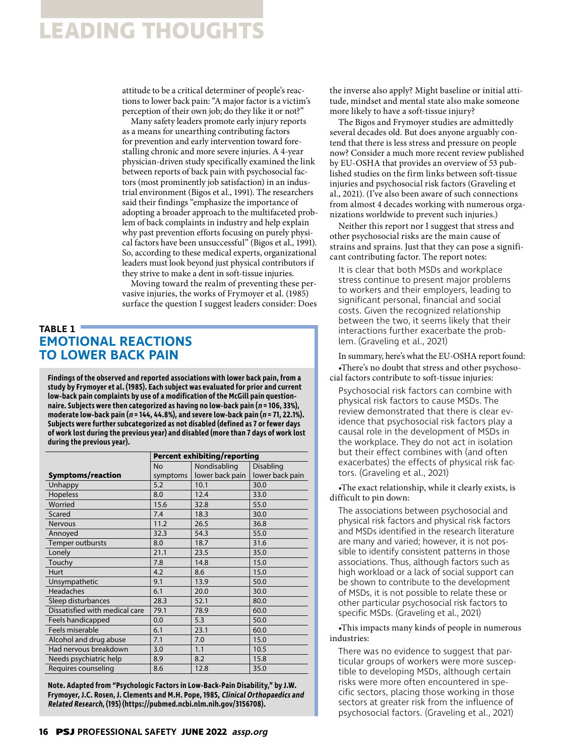attitude to be a critical determiner of people's reactions to lower back pain: "A major factor is a victim's perception of their own job; do they like it or not?"

Many safety leaders promote early injury reports as a means for unearthing contributing factors for prevention and early intervention toward forestalling chronic and more severe injuries. A 4-year physician-driven study specifically examined the link between reports of back pain with psychosocial factors (most prominently job satisfaction) in an industrial environment (Bigos et al., 1991). The researchers said their findings "emphasize the importance of adopting a broader approach to the multifaceted problem of back complaints in industry and help explain why past prevention efforts focusing on purely physical factors have been unsuccessful" (Bigos et al., 1991). So, according to these medical experts, organizational leaders must look beyond just physical contributors if they strive to make a dent in soft-tissue injuries.

Moving toward the realm of preventing these pervasive injuries, the works of Frymoyer et al. (1985) surface the question I suggest leaders consider: Does the inverse also apply? Might baseline or initial attitude, mindset and mental state also make someone more likely to have a soft-tissue injury?

The Bigos and Frymoyer studies are admittedly several decades old. But does anyone arguably contend that there is less stress and pressure on people now? Consider a much more recent review published by EU-OSHA that provides an overview of 53 published studies on the firm links between soft-tissue injuries and psychosocial risk factors (Graveling et al., 2021). (I've also been aware of such connections from almost 4 decades working with numerous organizations worldwide to prevent such injuries.)

Neither this report nor I suggest that stress and other psychosocial risks are the main cause of strains and sprains. Just that they can pose a significant contributing factor. The report notes:

> It is clear that both MSDs and workplace stress continue to present major problems to workers and their employers, leading to significant personal, financial and social costs. Given the recognized relationship between the two, it seems likely that their interactions further exacerbate the problem. (Graveling et al., 2021)

In summary, here's what the EU-OSHA report found:

- There's no doubt that stress and other psychosocial factors contribute to soft-tissue injuries:

> Psychosocial risk factors can combine with physical risk factors to cause MSDs. The review demonstrated that there is clear evidence that psychosocial risk factors play a causal role in the development of MSDs in the workplace. They do not act in isolation but their effect combines with (and often exacerbates) the effects of physical risk factors. (Graveling et al., 2021)

- The exact relationship, while it clearly exists, is difficult to pin down:

> The associations between psychosocial and physical risk factors and physical risk factors and MSDs identified in the research literature are many and varied; however, it is not possible to identify consistent patterns in those associations. Thus, although factors such as high workload or a lack of social support can be shown to contribute to the development of MSDs, it is not possible to relate these or other particular psychosocial risk factors to specific MSDs. (Graveling et al., 2021)

- This impacts many kinds of people in numerous industries:

> There was no evidence to suggest that particular groups of workers were more susceptible to developing MSDs, although certain risks were more often encountered in specific sectors, placing those working in those sectors at greater risk from the influence of psychosocial factors. (Graveling et al., 2021)

### TABLE 1
## EMOTIONAL REACTIONS TO LOWER BACK PAIN

**Findings of the observed and reported associations with lower back pain, from a study by Frymoyer et al. (1985). Each subject was evaluated for prior and current low-back pain complaints by use of a modification of the McGill pain questionnaire. Subjects were then categorized as having no low-back pain ($n = 106$, 33%), moderate low-back pain ($n = 144$, 44.8%), and severe low-back pain ($n = 71$, 22.1%). Subjects were further subcategorized as not disabled (defined as 7 or fewer days of work lost during the previous year) and disabled (more than 7 days of work lost during the previous year).**

| | Percent exhibiting/reporting | | |
|---|---|---|---|
| **Symptoms/reaction** | No symptoms | Nondisabling lower back pain | Disabling lower back pain |
| Unhappy | 5.2 | 10.1 | 30.0 |
| Hopeless | 8.0 | 12.4 | 33.0 |
| Worried | 15.6 | 32.8 | 55.0 |
| Scared | 7.4 | 18.3 | 30.0 |
| Nervous | 11.2 | 26.5 | 36.8 |
| Annoyed | 32.3 | 54.3 | 55.0 |
| Temper outbursts | 8.0 | 18.7 | 31.6 |
| Lonely | 21.1 | 23.5 | 35.0 |
| Touchy | 7.8 | 14.8 | 15.0 |
| Hurt | 4.2 | 8.6 | 15.0 |
| Unsympathetic | 9.1 | 13.9 | 50.0 |
| Headaches | 6.1 | 20.0 | 30.0 |
| Sleep disturbances | 28.3 | 52.1 | 80.0 |
| Dissatisfied with medical care | 79.1 | 78.9 | 60.0 |
| Feels handicapped | 0.0 | 5.3 | 50.0 |
| Feels miserable | 6.1 | 23.1 | 60.0 |
| Alcohol and drug abuse | 7.1 | 7.0 | 15.0 |
| Had nervous breakdown | 3.0 | 1.1 | 10.5 |
| Needs psychiatric help | 8.9 | 8.2 | 15.8 |
| Requires counseling | 8.6 | 12.8 | 35.0 |

**Note. Adapted from "Psychologic Factors in Low-Back-Pain Disability," by J.W. Frymoyer, J.C. Rosen, J. Clements and M.H. Pope, 1985, *Clinical Orthopaedics and Related Research*, (195) (https://pubmed.ncbi.nlm.nih.gov/3156708).**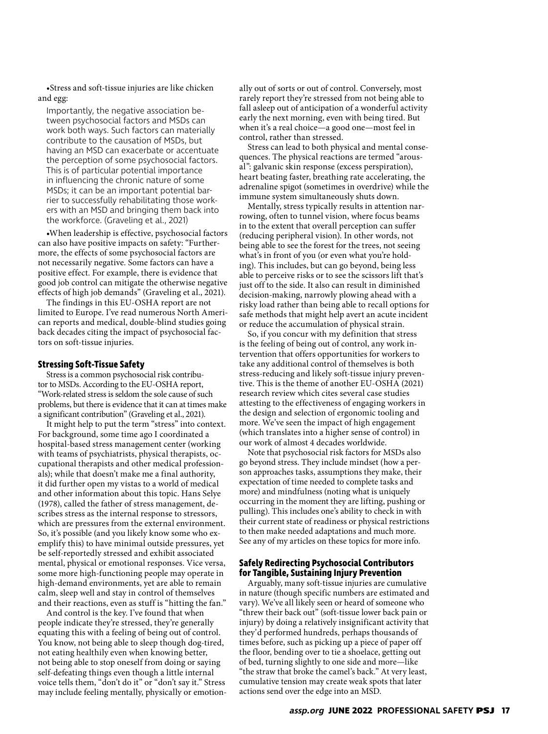•Stress and soft-tissue injuries are like chicken and egg:

> Importantly, the negative association between psychosocial factors and MSDs can work both ways. Such factors can materially contribute to the causation of MSDs, but having an MSD can exacerbate or accentuate the perception of some psychosocial factors. This is of particular potential importance in influencing the chronic nature of some MSDs; it can be an important potential barrier to successfully rehabilitating those workers with an MSD and bringing them back into the workforce. (Graveling et al., 2021)

•When leadership is effective, psychosocial factors can also have positive impacts on safety: "Furthermore, the effects of some psychosocial factors are not necessarily negative. Some factors can have a positive effect. For example, there is evidence that good job control can mitigate the otherwise negative effects of high job demands" (Graveling et al., 2021).

The findings in this EU-OSHA report are not limited to Europe. I've read numerous North American reports and medical, double-blind studies going back decades citing the impact of psychosocial factors on soft-tissue injuries.

### Stressing Soft-Tissue Safety

Stress is a common psychosocial risk contributor to MSDs. According to the EU-OSHA report, "Work-related stress is seldom the sole cause of such problems, but there is evidence that it can at times make a significant contribution" (Graveling et al., 2021).

It might help to put the term "stress" into context. For background, some time ago I coordinated a hospital-based stress management center (working with teams of psychiatrists, physical therapists, occupational therapists and other medical professionals); while that doesn't make me a final authority, it did further open my vistas to a world of medical and other information about this topic. Hans Selye (1978), called the father of stress management, describes stress as the internal response to stressors, which are pressures from the external environment. So, it's possible (and you likely know some who exemplify this) to have minimal outside pressures, yet be self-reportedly stressed and exhibit associated mental, physical or emotional responses. Vice versa, some more high-functioning people may operate in high-demand environments, yet are able to remain calm, sleep well and stay in control of themselves and their reactions, even as stuff is "hitting the fan."

And control is the key. I've found that when people indicate they're stressed, they're generally equating this with a feeling of being out of control. You know, not being able to sleep though dog-tired, not eating healthily even when knowing better, not being able to stop oneself from doing or saying self-defeating things even though a little internal voice tells them, "don't do it" or "don't say it." Stress may include feeling mentally, physically or emotionally out of sorts or out of control. Conversely, most rarely report they're stressed from not being able to fall asleep out of anticipation of a wonderful activity early the next morning, even with being tired. But when it's a real choice—a good one—most feel in control, rather than stressed.

Stress can lead to both physical and mental consequences. The physical reactions are termed "arousal": galvanic skin response (excess perspiration), heart beating faster, breathing rate accelerating, the adrenaline spigot (sometimes in overdrive) while the immune system simultaneously shuts down.

Mentally, stress typically results in attention narrowing, often to tunnel vision, where focus beams in to the extent that overall perception can suffer (reducing peripheral vision). In other words, not being able to see the forest for the trees, not seeing what's in front of you (or even what you're holding). This includes, but can go beyond, being less able to perceive risks or to see the scissors lift that's just off to the side. It also can result in diminished decision-making, narrowly plowing ahead with a risky load rather than being able to recall options for safe methods that might help avert an acute incident or reduce the accumulation of physical strain.

So, if you concur with my definition that stress is the feeling of being out of control, any work intervention that offers opportunities for workers to take any additional control of themselves is both stress-reducing and likely soft-tissue injury preventive. This is the theme of another EU-OSHA (2021) research review which cites several case studies attesting to the effectiveness of engaging workers in the design and selection of ergonomic tooling and more. We've seen the impact of high engagement (which translates into a higher sense of control) in our work of almost 4 decades worldwide.

Note that psychosocial risk factors for MSDs also go beyond stress. They include mindset (how a person approaches tasks, assumptions they make, their expectation of time needed to complete tasks and more) and mindfulness (noting what is uniquely occurring in the moment they are lifting, pushing or pulling). This includes one's ability to check in with their current state of readiness or physical restrictions to then make needed adaptations and much more. See any of my articles on these topics for more info.

### Safely Redirecting Psychosocial Contributors for Tangible, Sustaining Injury Prevention

Arguably, many soft-tissue injuries are cumulative in nature (though specific numbers are estimated and vary). We've all likely seen or heard of someone who "threw their back out" (soft-tissue lower back pain or injury) by doing a relatively insignificant activity that they'd performed hundreds, perhaps thousands of times before, such as picking up a piece of paper off the floor, bending over to tie a shoelace, getting out of bed, turning slightly to one side and more—like "the straw that broke the camel's back." At very least, cumulative tension may create weak spots that later actions send over the edge into an MSD.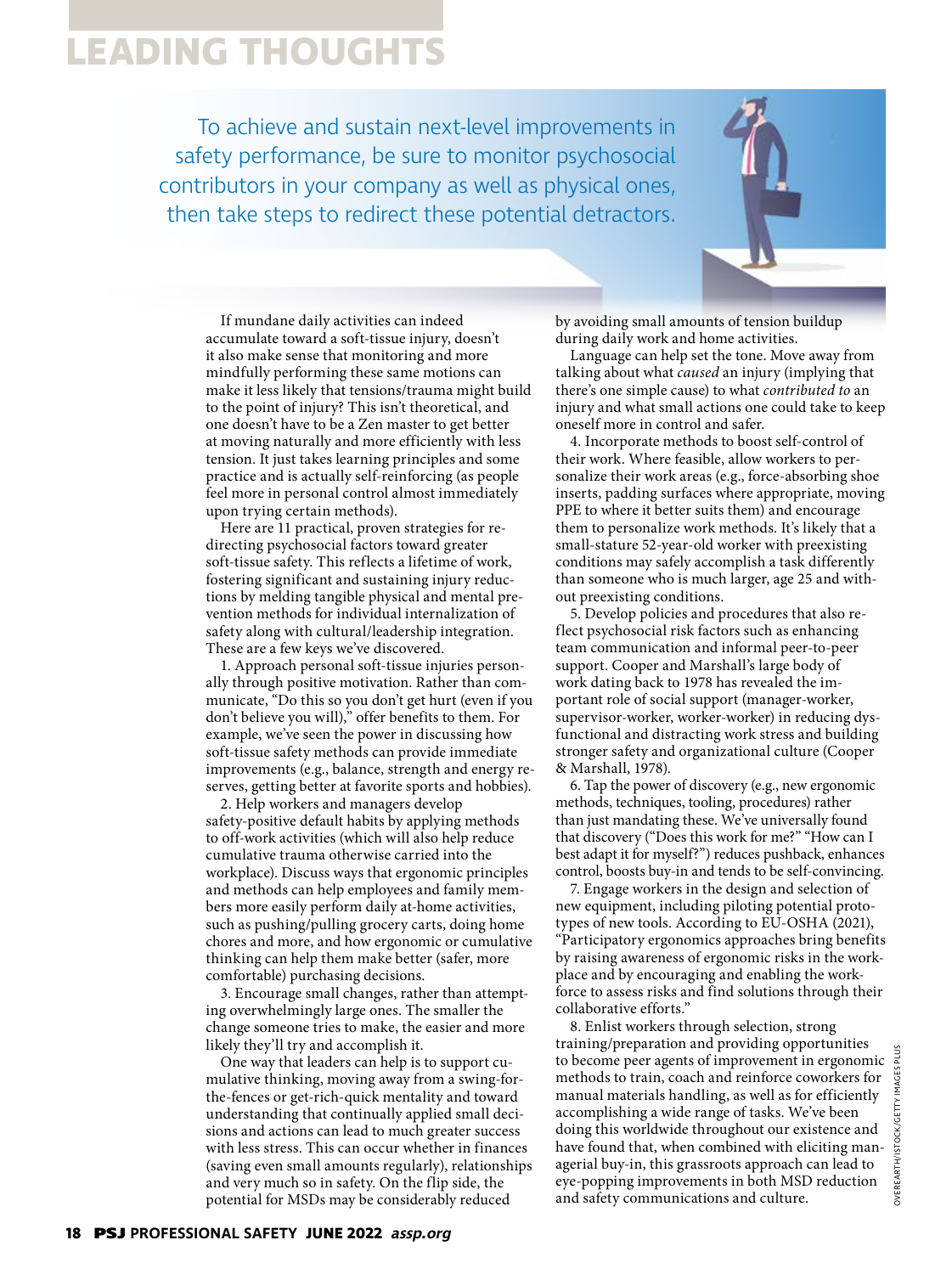# LEADING THOUGHTS

To achieve and sustain next-level improvements in safety performance, be sure to monitor psychosocial contributors in your company as well as physical ones, then take steps to redirect these potential detractors.

If mundane daily activities can indeed accumulate toward a soft-tissue injury, doesn't it also make sense that monitoring and more mindfully performing these same motions can make it less likely that tensions/trauma might build to the point of injury? This isn't theoretical, and one doesn't have to be a Zen master to get better at moving naturally and more efficiently with less tension. It just takes learning principles and some practice and is actually self-reinforcing (as people feel more in personal control almost immediately upon trying certain methods).

Here are 11 practical, proven strategies for redirecting psychosocial factors toward greater soft-tissue safety. This reflects a lifetime of work, fostering significant and sustaining injury reductions by melding tangible physical and mental prevention methods for individual internalization of safety along with cultural/leadership integration. These are a few keys we've discovered.

1. Approach personal soft-tissue injuries personally through positive motivation. Rather than communicate, "Do this so you don't get hurt (even if you don't believe you will)," offer benefits to them. For example, we've seen the power in discussing how soft-tissue safety methods can provide immediate improvements (e.g., balance, strength and energy reserves, getting better at favorite sports and hobbies).

2. Help workers and managers develop safety-positive default habits by applying methods to off-work activities (which will also help reduce cumulative trauma otherwise carried into the workplace). Discuss ways that ergonomic principles and methods can help employees and family members more easily perform daily at-home activities, such as pushing/pulling grocery carts, doing home chores and more, and how ergonomic or cumulative thinking can help them make better (safer, more comfortable) purchasing decisions.

3. Encourage small changes, rather than attempting overwhelmingly large ones. The smaller the change someone tries to make, the easier and more likely they'll try and accomplish it.

One way that leaders can help is to support cumulative thinking, moving away from a swing-for-the-fences or get-rich-quick mentality and toward understanding that continually applied small decisions and actions can lead to much greater success with less stress. This can occur whether in finances (saving even small amounts regularly), relationships and very much so in safety. On the flip side, the potential for MSDs may be considerably reduced by avoiding small amounts of tension buildup during daily work and home activities.

Language can help set the tone. Move away from talking about what *caused* an injury (implying that there's one simple cause) to what *contributed to* an injury and what small actions one could take to keep oneself more in control and safer.

4. Incorporate methods to boost self-control of their work. Where feasible, allow workers to personalize their work areas (e.g., force-absorbing shoe inserts, padding surfaces where appropriate, moving PPE to where it better suits them) and encourage them to personalize work methods. It's likely that a small-stature 52-year-old worker with preexisting conditions may safely accomplish a task differently than someone who is much larger, age 25 and without preexisting conditions.

5. Develop policies and procedures that also reflect psychosocial risk factors such as enhancing team communication and informal peer-to-peer support. Cooper and Marshall's large body of work dating back to 1978 has revealed the important role of social support (manager-worker, supervisor-worker, worker-worker) in reducing dysfunctional and distracting work stress and building stronger safety and organizational culture (Cooper & Marshall, 1978).

6. Tap the power of discovery (e.g., new ergonomic methods, techniques, tooling, procedures) rather than just mandating these. We've universally found that discovery ("Does this work for me?" "How can I best adapt it for myself?") reduces pushback, enhances control, boosts buy-in and tends to be self-convincing.

7. Engage workers in the design and selection of new equipment, including piloting potential prototypes of new tools. According to EU-OSHA (2021), "Participatory ergonomics approaches bring benefits by raising awareness of ergonomic risks in the workplace and by encouraging and enabling the workforce to assess risks and find solutions through their collaborative efforts."

8. Enlist workers through selection, strong training/preparation and providing opportunities to become peer agents of improvement in ergonomic methods to train, coach and reinforce coworkers for manual materials handling, as well as for efficiently accomplishing a wide range of tasks. We've been doing this worldwide throughout our existence and have found that, when combined with eliciting managerial buy-in, this grassroots approach can lead to eye-popping improvements in both MSD reduction and safety communications and culture.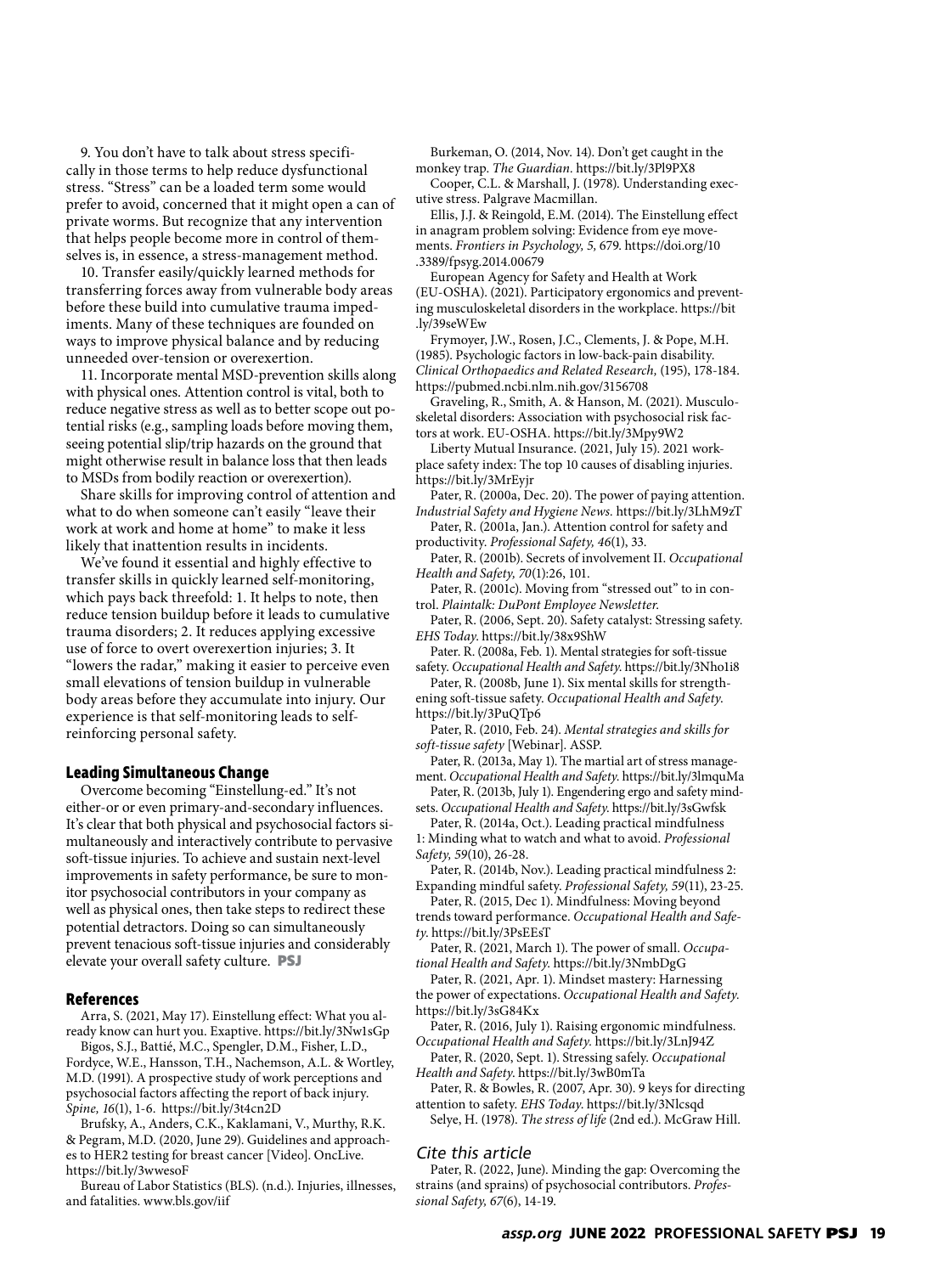9. You don't have to talk about stress specifically in those terms to help reduce dysfunctional stress. "Stress" can be a loaded term some would prefer to avoid, concerned that it might open a can of private worms. But recognize that any intervention that helps people become more in control of themselves is, in essence, a stress-management method.

10. Transfer easily/quickly learned methods for transferring forces away from vulnerable body areas before these build into cumulative trauma impediments. Many of these techniques are founded on ways to improve physical balance and by reducing unneeded over-tension or overexertion.

11. Incorporate mental MSD-prevention skills along with physical ones. Attention control is vital, both to reduce negative stress as well as to better scope out potential risks (e.g., sampling loads before moving them, seeing potential slip/trip hazards on the ground that might otherwise result in balance loss that then leads to MSDs from bodily reaction or overexertion).

Share skills for improving control of attention and what to do when someone can't easily "leave their work at work and home at home" to make it less likely that inattention results in incidents.

We've found it essential and highly effective to transfer skills in quickly learned self-monitoring, which pays back threefold: 1. It helps to note, then reduce tension buildup before it leads to cumulative trauma disorders; 2. It reduces applying excessive use of force to overt overexertion injuries; 3. It "lowers the radar," making it easier to perceive even small elevations of tension buildup in vulnerable body areas before they accumulate into injury. Our experience is that self-monitoring leads to self-reinforcing personal safety.

## Leading Simultaneous Change

Overcome becoming "Einstellung-ed." It's not either-or or even primary-and-secondary influences. It's clear that both physical and psychosocial factors simultaneously and interactively contribute to pervasive soft-tissue injuries. To achieve and sustain next-level improvements in safety performance, be sure to monitor psychosocial contributors in your company as well as physical ones, then take steps to redirect these potential detractors. Doing so can simultaneously prevent tenacious soft-tissue injuries and considerably elevate your overall safety culture. **PSJ**

## References

Arra, S. (2021, May 17). Einstellung effect: What you already know can hurt you. Exaptive. https://bit.ly/3Nw1sGp

Bigos, S.J., Battié, M.C., Spengler, D.M., Fisher, L.D., Fordyce, W.E., Hansson, T.H., Nachemson, A.L. & Wortley, M.D. (1991). A prospective study of work perceptions and psychosocial factors affecting the report of back injury. *Spine, 16*(1), 1-6. https://bit.ly/3t4cn2D

Brufsky, A., Anders, C.K., Kaklamani, V., Murthy, R.K. & Pegram, M.D. (2020, June 29). Guidelines and approaches to HER2 testing for breast cancer [Video]. OncLive. https://bit.ly/3wwesoF

Bureau of Labor Statistics (BLS). (n.d.). Injuries, illnesses, and fatalities. www.bls.gov/iif

Burkeman, O. (2014, Nov. 14). Don't get caught in the monkey trap. *The Guardian*. https://bit.ly/3Pl9PX8

Cooper, C.L. & Marshall, J. (1978). Understanding executive stress. Palgrave Macmillan.

Ellis, J.J. & Reingold, E.M. (2014). The Einstellung effect in anagram problem solving: Evidence from eye movements. *Frontiers in Psychology, 5,* 679. https://doi.org/10.3389/fpsyg.2014.00679

European Agency for Safety and Health at Work (EU-OSHA). (2021). Participatory ergonomics and preventing musculoskeletal disorders in the workplace. https://bit.ly/39seWEw

Frymoyer, J.W., Rosen, J.C., Clements, J. & Pope, M.H. (1985). Psychologic factors in low-back-pain disability. *Clinical Orthopaedics and Related Research,* (195), 178-184. https://pubmed.ncbi.nlm.nih.gov/3156708

Graveling, R., Smith, A. & Hanson, M. (2021). Musculoskeletal disorders: Association with psychosocial risk factors at work. EU-OSHA. https://bit.ly/3Mpy9W2

Liberty Mutual Insurance. (2021, July 15). 2021 workplace safety index: The top 10 causes of disabling injuries. https://bit.ly/3MrEyjr

Pater, R. (2000a, Dec. 20). The power of paying attention. *Industrial Safety and Hygiene News*. https://bit.ly/3LhM9zT

Pater, R. (2001a, Jan.). Attention control for safety and productivity. *Professional Safety, 46*(1), 33.

Pater, R. (2001b). Secrets of involvement II. *Occupational Health and Safety, 70*(1):26, 101.

Pater, R. (2001c). Moving from "stressed out" to in control. *Plaintalk: DuPont Employee Newsletter*.

Pater, R. (2006, Sept. 20). Safety catalyst: Stressing safety. *EHS Today*. https://bit.ly/38x9ShW

Pater. R. (2008a, Feb. 1). Mental strategies for soft-tissue safety. *Occupational Health and Safety*. https://bit.ly/3Nho1i8

Pater, R. (2008b, June 1). Six mental skills for strengthening soft-tissue safety. *Occupational Health and Safety*. https://bit.ly/3PuQTp6

Pater, R. (2010, Feb. 24). *Mental strategies and skills for soft-tissue safety* [Webinar]. ASSP.

Pater, R. (2013a, May 1). The martial art of stress management. *Occupational Health and Safety*. https://bit.ly/3lmquMa

Pater, R. (2013b, July 1). Engendering ergo and safety mindsets. *Occupational Health and Safety*. https://bit.ly/3sGwfsk

Pater, R. (2014a, Oct.). Leading practical mindfulness 1: Minding what to watch and what to avoid. *Professional Safety, 59*(10), 26-28.

Pater, R. (2014b, Nov.). Leading practical mindfulness 2: Expanding mindful safety. *Professional Safety, 59*(11), 23-25.

Pater, R. (2015, Dec 1). Mindfulness: Moving beyond trends toward performance. *Occupational Health and Safety*. https://bit.ly/3PsEEsT

Pater, R. (2021, March 1). The power of small. *Occupational Health and Safety*. https://bit.ly/3NmbDgG

Pater, R. (2021, Apr. 1). Mindset mastery: Harnessing the power of expectations. *Occupational Health and Safety*. https://bit.ly/3sG84Kx

Pater, R. (2016, July 1). Raising ergonomic mindfulness. *Occupational Health and Safety*. https://bit.ly/3LnJ94Z

Pater, R. (2020, Sept. 1). Stressing safely. *Occupational Health and Safety*. https://bit.ly/3wB0mTa

Pater, R. & Bowles, R. (2007, Apr. 30). 9 keys for directing attention to safety. *EHS Today*. https://bit.ly/3Nlcsqd

Selye, H. (1978). *The stress of life* (2nd ed.). McGraw Hill.

### *Cite this article*

Pater, R. (2022, June). Minding the gap: Overcoming the strains (and sprains) of psychosocial contributors. *Professional Safety, 67*(6), 14-19.